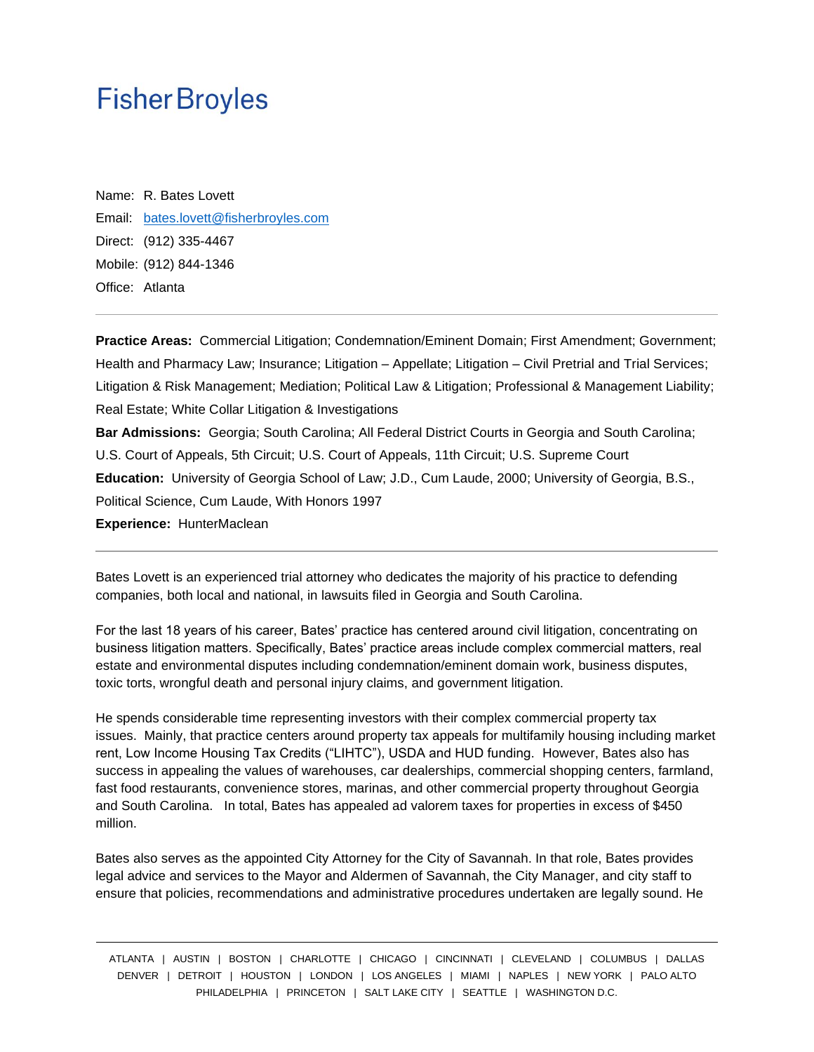# Fisher Broyles

Name: R. Bates Lovett

Email: bates.lovett@fisherbroyles.com

Direct: (912) 335-4467

Mobile: (912) 844-1346

Office: Atlanta

---

**Practice Areas:** Commercial Litigation; Condemnation/Eminent Domain; First Amendment; Government; Health and Pharmacy Law; Insurance; Litigation – Appellate; Litigation – Civil Pretrial and Trial Services; Litigation & Risk Management; Mediation; Political Law & Litigation; Professional & Management Liability; Real Estate; White Collar Litigation & Investigations

**Bar Admissions:** Georgia; South Carolina; All Federal District Courts in Georgia and South Carolina; U.S. Court of Appeals, 5th Circuit; U.S. Court of Appeals, 11th Circuit; U.S. Supreme Court

**Education:** University of Georgia School of Law; J.D., Cum Laude, 2000; University of Georgia, B.S., Political Science, Cum Laude, With Honors 1997

**Experience:** HunterMaclean

---

Bates Lovett is an experienced trial attorney who dedicates the majority of his practice to defending companies, both local and national, in lawsuits filed in Georgia and South Carolina.

For the last 18 years of his career, Bates' practice has centered around civil litigation, concentrating on business litigation matters. Specifically, Bates' practice areas include complex commercial matters, real estate and environmental disputes including condemnation/eminent domain work, business disputes, toxic torts, wrongful death and personal injury claims, and government litigation.

He spends considerable time representing investors with their complex commercial property tax issues. Mainly, that practice centers around property tax appeals for multifamily housing including market rent, Low Income Housing Tax Credits ("LIHTC"), USDA and HUD funding. However, Bates also has success in appealing the values of warehouses, car dealerships, commercial shopping centers, farmland, fast food restaurants, convenience stores, marinas, and other commercial property throughout Georgia and South Carolina. In total, Bates has appealed ad valorem taxes for properties in excess of $450 million.

Bates also serves as the appointed City Attorney for the City of Savannah. In that role, Bates provides legal advice and services to the Mayor and Aldermen of Savannah, the City Manager, and city staff to ensure that policies, recommendations and administrative procedures undertaken are legally sound. He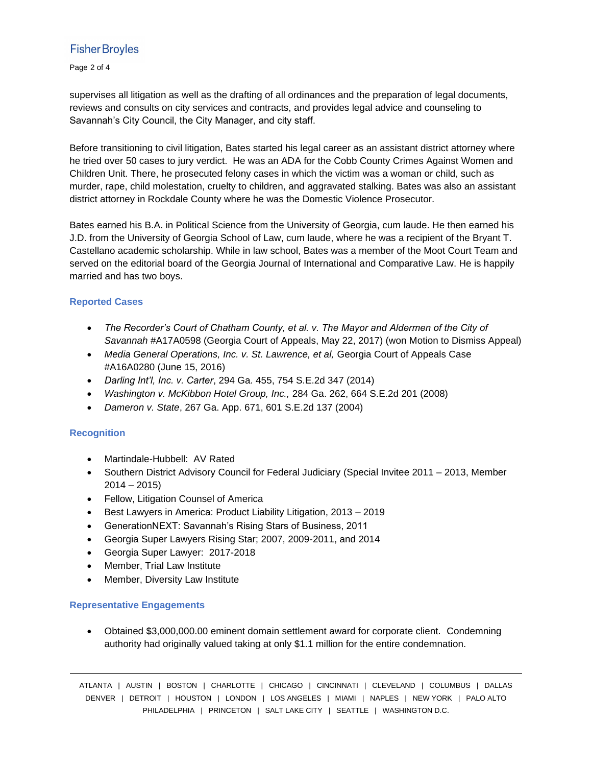supervises all litigation as well as the drafting of all ordinances and the preparation of legal documents, reviews and consults on city services and contracts, and provides legal advice and counseling to Savannah's City Council, the City Manager, and city staff.

Before transitioning to civil litigation, Bates started his legal career as an assistant district attorney where he tried over 50 cases to jury verdict. He was an ADA for the Cobb County Crimes Against Women and Children Unit. There, he prosecuted felony cases in which the victim was a woman or child, such as murder, rape, child molestation, cruelty to children, and aggravated stalking. Bates was also an assistant district attorney in Rockdale County where he was the Domestic Violence Prosecutor.

Bates earned his B.A. in Political Science from the University of Georgia, cum laude. He then earned his J.D. from the University of Georgia School of Law, cum laude, where he was a recipient of the Bryant T. Castellano academic scholarship. While in law school, Bates was a member of the Moot Court Team and served on the editorial board of the Georgia Journal of International and Comparative Law. He is happily married and has two boys.

### Reported Cases

- *The Recorder's Court of Chatham County, et al. v. The Mayor and Aldermen of the City of Savannah* #A17A0598 (Georgia Court of Appeals, May 22, 2017) (won Motion to Dismiss Appeal)
- *Media General Operations, Inc. v. St. Lawrence, et al,* Georgia Court of Appeals Case #A16A0280 (June 15, 2016)
- *Darling Int'l, Inc. v. Carter*, 294 Ga. 455, 754 S.E.2d 347 (2014)
- *Washington v. McKibbon Hotel Group, Inc.,* 284 Ga. 262, 664 S.E.2d 201 (2008)
- *Dameron v. State*, 267 Ga. App. 671, 601 S.E.2d 137 (2004)

### Recognition

- Martindale-Hubbell: AV Rated
- Southern District Advisory Council for Federal Judiciary (Special Invitee 2011 – 2013, Member 2014 – 2015)
- Fellow, Litigation Counsel of America
- Best Lawyers in America: Product Liability Litigation, 2013 – 2019
- GenerationNEXT: Savannah's Rising Stars of Business, 2011
- Georgia Super Lawyers Rising Star; 2007, 2009-2011, and 2014
- Georgia Super Lawyer: 2017-2018
- Member, Trial Law Institute
- Member, Diversity Law Institute

### Representative Engagements

- Obtained $3,000,000.00 eminent domain settlement award for corporate client. Condemning authority had originally valued taking at only $1.1 million for the entire condemnation.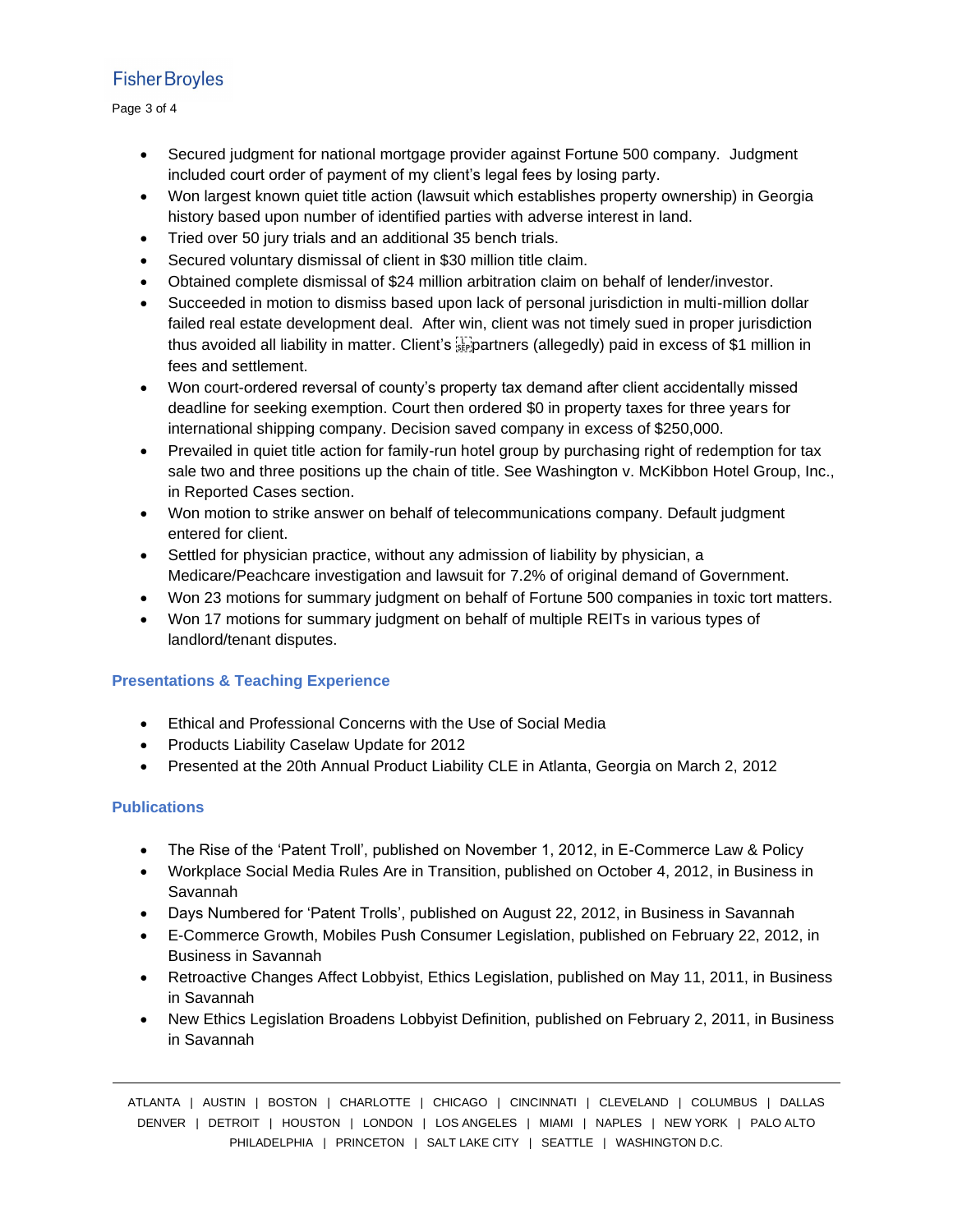- Secured judgment for national mortgage provider against Fortune 500 company. Judgment included court order of payment of my client's legal fees by losing party.
- Won largest known quiet title action (lawsuit which establishes property ownership) in Georgia history based upon number of identified parties with adverse interest in land.
- Tried over 50 jury trials and an additional 35 bench trials.
- Secured voluntary dismissal of client in $30 million title claim.
- Obtained complete dismissal of $24 million arbitration claim on behalf of lender/investor.
- Succeeded in motion to dismiss based upon lack of personal jurisdiction in multi-million dollar failed real estate development deal. After win, client was not timely sued in proper jurisdiction thus avoided all liability in matter. Client's partners (allegedly) paid in excess of $1 million in fees and settlement.
- Won court-ordered reversal of county's property tax demand after client accidentally missed deadline for seeking exemption. Court then ordered $0 in property taxes for three years for international shipping company. Decision saved company in excess of $250,000.
- Prevailed in quiet title action for family-run hotel group by purchasing right of redemption for tax sale two and three positions up the chain of title. See Washington v. McKibbon Hotel Group, Inc., in Reported Cases section.
- Won motion to strike answer on behalf of telecommunications company. Default judgment entered for client.
- Settled for physician practice, without any admission of liability by physician, a Medicare/Peachcare investigation and lawsuit for 7.2% of original demand of Government.
- Won 23 motions for summary judgment on behalf of Fortune 500 companies in toxic tort matters.
- Won 17 motions for summary judgment on behalf of multiple REITs in various types of landlord/tenant disputes.

## Presentations & Teaching Experience

- Ethical and Professional Concerns with the Use of Social Media
- Products Liability Caselaw Update for 2012
- Presented at the 20th Annual Product Liability CLE in Atlanta, Georgia on March 2, 2012

## Publications

- The Rise of the 'Patent Troll', published on November 1, 2012, in E-Commerce Law & Policy
- Workplace Social Media Rules Are in Transition, published on October 4, 2012, in Business in Savannah
- Days Numbered for 'Patent Trolls', published on August 22, 2012, in Business in Savannah
- E-Commerce Growth, Mobiles Push Consumer Legislation, published on February 22, 2012, in Business in Savannah
- Retroactive Changes Affect Lobbyist, Ethics Legislation, published on May 11, 2011, in Business in Savannah
- New Ethics Legislation Broadens Lobbyist Definition, published on February 2, 2011, in Business in Savannah